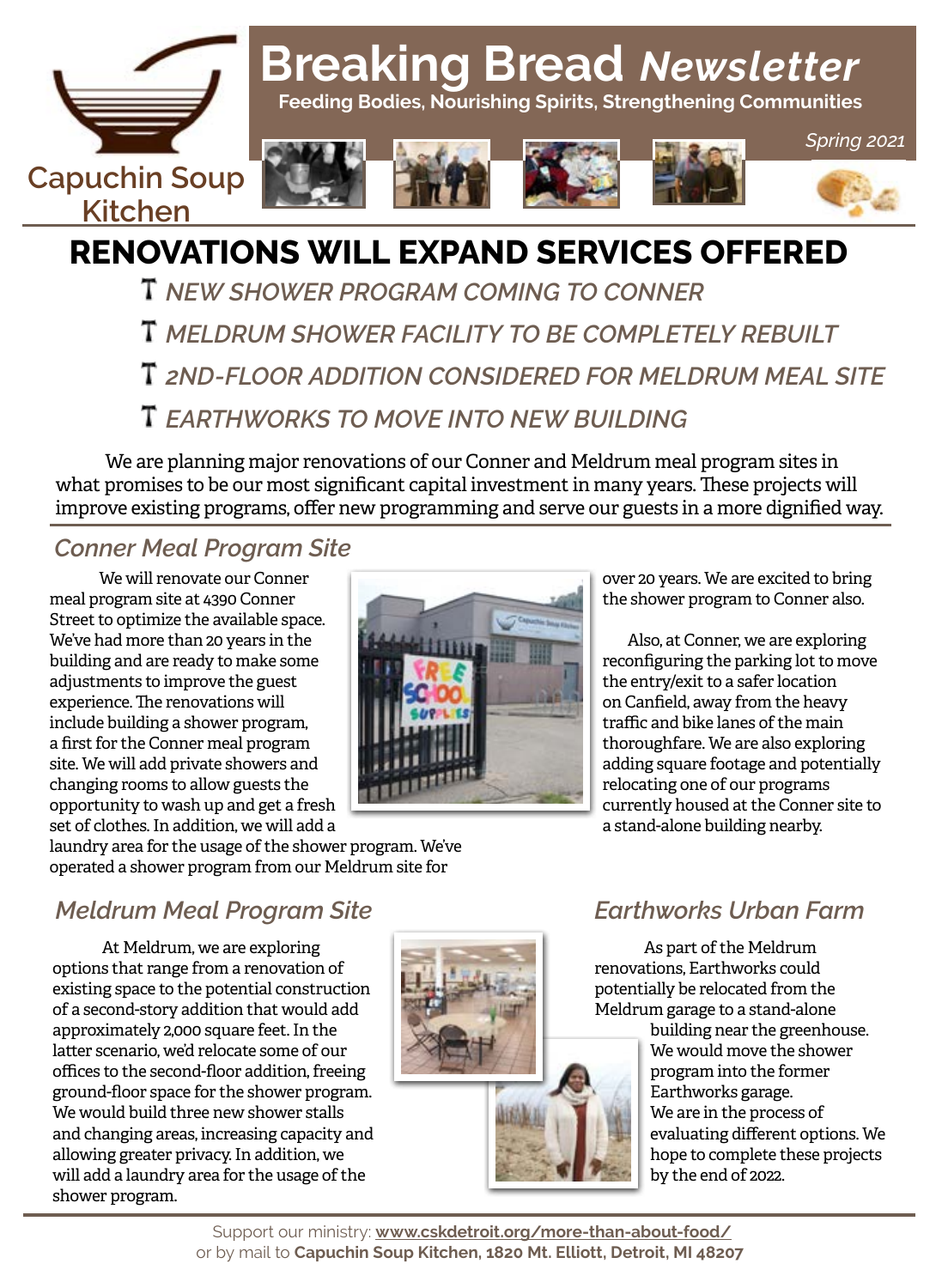Capuchin Soup Kitchen

# Breaking Bread *Newsletter*

**Feeding Bodies, Nourishing Spirits, Strengthening Communities**

*Spring 2021*

## RENOVATIONS WILL EXPAND SERVICES OFFERED

- *NEW SHOWER PROGRAM COMING TO CONNER*
- *MELDRUM SHOWER FACILITY TO BE COMPLETELY REBUILT*
- *2ND-FLOOR ADDITION CONSIDERED FOR MELDRUM MEAL SITE*
- *EARTHWORKS TO MOVE INTO NEW BUILDING*

We are planning major renovations of our Conner and Meldrum meal program sites in what promises to be our most significant capital investment in many years. These projects will improve existing programs, offer new programming and serve our guests in a more dignified way.

### *Conner Meal Program Site*

We will renovate our Conner meal program site at 4390 Conner Street to optimize the available space. We've had more than 20 years in the building and are ready to make some adjustments to improve the guest experience. The renovations will include building a shower program, a first for the Conner meal program site. We will add private showers and changing rooms to allow guests the opportunity to wash up and get a fresh set of clothes. In addition, we will add a laundry area for the usage of the shower program. We've operated a shower program from our Meldrum site for over 20 years. We are excited to bring the shower program to Conner also.

Also, at Conner, we are exploring reconfiguring the parking lot to move the entry/exit to a safer location on Canfield, away from the heavy traffic and bike lanes of the main thoroughfare. We are also exploring adding square footage and potentially relocating one of our programs currently housed at the Conner site to a stand-alone building nearby.

### *Meldrum Meal Program Site*

At Meldrum, we are exploring options that range from a renovation of existing space to the potential construction of a second-story addition that would add approximately 2,000 square feet. In the latter scenario, we'd relocate some of our offices to the second-floor addition, freeing ground-floor space for the shower program. We would build three new shower stalls and changing areas, increasing capacity and allowing greater privacy. In addition, we will add a laundry area for the usage of the shower program.

### *Earthworks Urban Farm*

As part of the Meldrum renovations, Earthworks could potentially be relocated from the Meldrum garage to a stand-alone building near the greenhouse. We would move the shower program into the former Earthworks garage. We are in the process of evaluating different options. We hope to complete these projects by the end of 2022.

Support our ministry: **www.cskdetroit.org/more-than-about-food/**
or by mail to **Capuchin Soup Kitchen, 1820 Mt. Elliott, Detroit, MI 48207**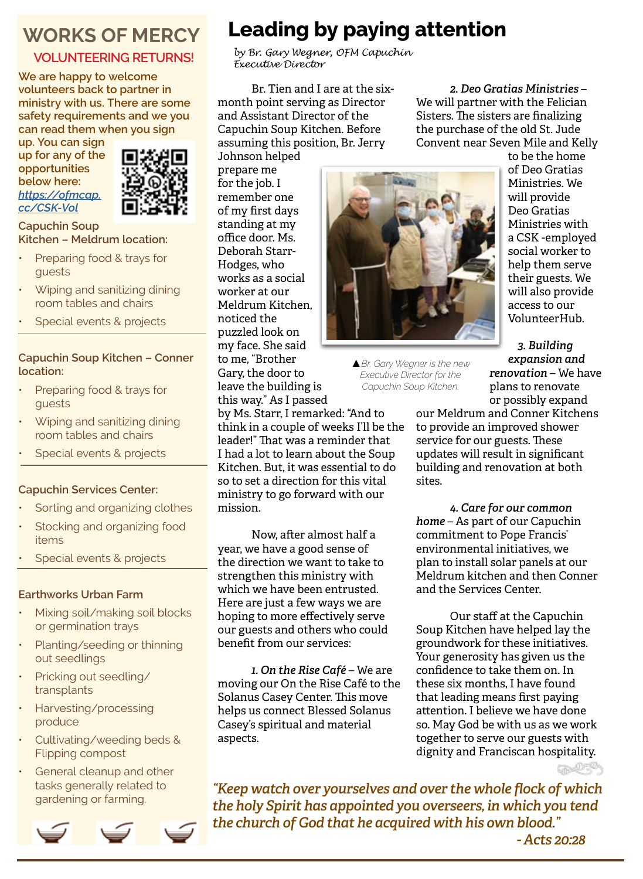## WORKS OF MERCY

### VOLUNTEERING RETURNS!

**We are happy to welcome volunteers back to partner in ministry with us. There are some safety requirements and we you can read them when you sign up. You can sign up for any of the opportunities below here: *https://ofmcap.cc/CSK-Vol***

**Capuchin Soup Kitchen – Meldrum location:**

- Preparing food & trays for guests
- Wiping and sanitizing dining room tables and chairs
- Special events & projects

**Capuchin Soup Kitchen – Conner location:**

- Preparing food & trays for guests
- Wiping and sanitizing dining room tables and chairs
- Special events & projects

**Capuchin Services Center:**

- Sorting and organizing clothes
- Stocking and organizing food items
- Special events & projects

**Earthworks Urban Farm**

- Mixing soil/making soil blocks or germination trays
- Planting/seeding or thinning out seedlings
- Pricking out seedling/ transplants
- Harvesting/processing produce
- Cultivating/weeding beds & Flipping compost
- General cleanup and other tasks generally related to gardening or farming.

# Leading by paying attention

*by Br. Gary Wegner, OFM Capuchin*
*Executive Director*

Br. Tien and I are at the six-month point serving as Director and Assistant Director of the Capuchin Soup Kitchen. Before assuming this position, Br. Jerry Johnson helped prepare me for the job. I remember one of my first days standing at my office door. Ms. Deborah Starr-Hodges, who works as a social worker at our Meldrum Kitchen, noticed the puzzled look on my face. She said to me, "Brother Gary, the door to leave the building is this way." As I passed by Ms. Starr, I remarked: "And to think in a couple of weeks I'll be the leader!" That was a reminder that I had a lot to learn about the Soup Kitchen. But, it was essential to do so to set a direction for this vital ministry to go forward with our mission.

▲ *Br. Gary Wegner is the new Executive Director for the Capuchin Soup Kitchen.*

Now, after almost half a year, we have a good sense of the direction we want to take to strengthen this ministry with which we have been entrusted. Here are just a few ways we are hoping to more effectively serve our guests and others who could benefit from our services:

***1. On the Rise Café*** – We are moving our On the Rise Café to the Solanus Casey Center. This move helps us connect Blessed Solanus Casey's spiritual and material aspects.

***2. Deo Gratias Ministries*** – We will partner with the Felician Sisters. The sisters are finalizing the purchase of the old St. Jude Convent near Seven Mile and Kelly to be the home of Deo Gratias Ministries. We will provide Deo Gratias Ministries with a CSK -employed social worker to help them serve their guests. We will also provide access to our VolunteerHub.

***3. Building expansion and renovation*** – We have plans to renovate or possibly expand our Meldrum and Conner Kitchens to provide an improved shower service for our guests. These updates will result in significant building and renovation at both sites.

***4. Care for our common home*** – As part of our Capuchin commitment to Pope Francis' environmental initiatives, we plan to install solar panels at our Meldrum kitchen and then Conner and the Services Center.

Our staff at the Capuchin Soup Kitchen have helped lay the groundwork for these initiatives. Your generosity has given us the confidence to take them on. In these six months, I have found that leading means first paying attention. I believe we have done so. May God be with us as we work together to serve our guests with dignity and Franciscan hospitality.

*"Keep watch over yourselves and over the whole flock of which the holy Spirit has appointed you overseers, in which you tend the church of God that he acquired with his own blood."*

*- Acts 20:28*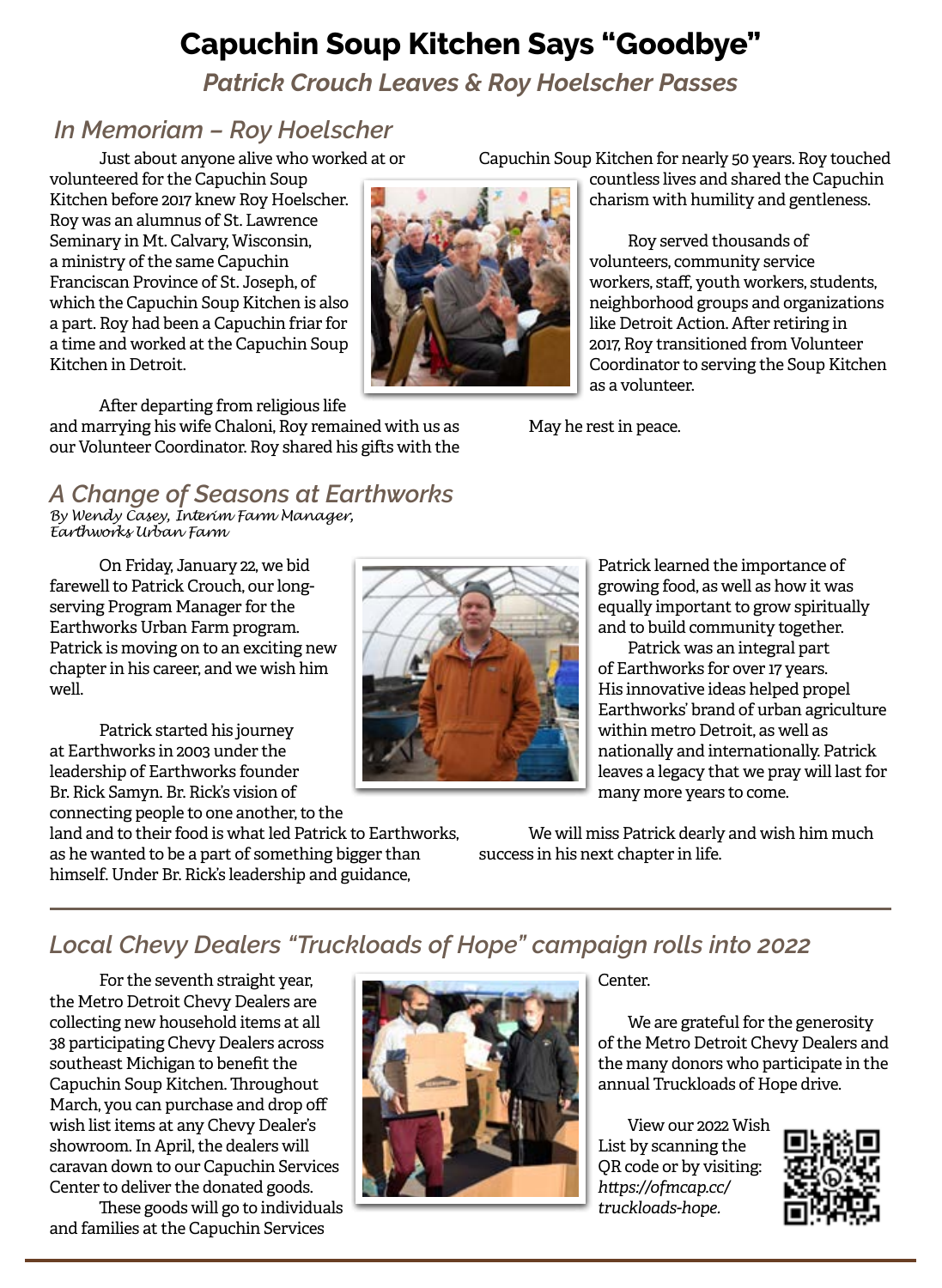# Capuchin Soup Kitchen Says "Goodbye"

## *Patrick Crouch Leaves & Roy Hoelscher Passes*

### *In Memoriam – Roy Hoelscher*

Just about anyone alive who worked at or volunteered for the Capuchin Soup Kitchen before 2017 knew Roy Hoelscher. Roy was an alumnus of St. Lawrence Seminary in Mt. Calvary, Wisconsin, a ministry of the same Capuchin Franciscan Province of St. Joseph, of which the Capuchin Soup Kitchen is also a part. Roy had been a Capuchin friar for a time and worked at the Capuchin Soup Kitchen in Detroit.

After departing from religious life and marrying his wife Chaloni, Roy remained with us as our Volunteer Coordinator. Roy shared his gifts with the Capuchin Soup Kitchen for nearly 50 years. Roy touched countless lives and shared the Capuchin charism with humility and gentleness.

Roy served thousands of volunteers, community service workers, staff, youth workers, students, neighborhood groups and organizations like Detroit Action. After retiring in 2017, Roy transitioned from Volunteer Coordinator to serving the Soup Kitchen as a volunteer.

May he rest in peace.

### *A Change of Seasons at Earthworks*

*By Wendy Casey, Interim Farm Manager, Earthworks Urban Farm*

On Friday, January 22, we bid farewell to Patrick Crouch, our long-serving Program Manager for the Earthworks Urban Farm program. Patrick is moving on to an exciting new chapter in his career, and we wish him well.

Patrick started his journey at Earthworks in 2003 under the leadership of Earthworks founder Br. Rick Samyn. Br. Rick's vision of connecting people to one another, to the land and to their food is what led Patrick to Earthworks, as he wanted to be a part of something bigger than himself. Under Br. Rick's leadership and guidance, Patrick learned the importance of growing food, as well as how it was equally important to grow spiritually and to build community together.

Patrick was an integral part of Earthworks for over 17 years. His innovative ideas helped propel Earthworks' brand of urban agriculture within metro Detroit, as well as nationally and internationally. Patrick leaves a legacy that we pray will last for many more years to come.

We will miss Patrick dearly and wish him much success in his next chapter in life.

---

### *Local Chevy Dealers "Truckloads of Hope" campaign rolls into 2022*

For the seventh straight year, the Metro Detroit Chevy Dealers are collecting new household items at all 38 participating Chevy Dealers across southeast Michigan to benefit the Capuchin Soup Kitchen. Throughout March, you can purchase and drop off wish list items at any Chevy Dealer's showroom. In April, the dealers will caravan down to our Capuchin Services Center to deliver the donated goods.

These goods will go to individuals and families at the Capuchin Services Center.

We are grateful for the generosity of the Metro Detroit Chevy Dealers and the many donors who participate in the annual Truckloads of Hope drive.

View our 2022 Wish List by scanning the QR code or by visiting: *https://ofmcap.cc/truckloads-hope*.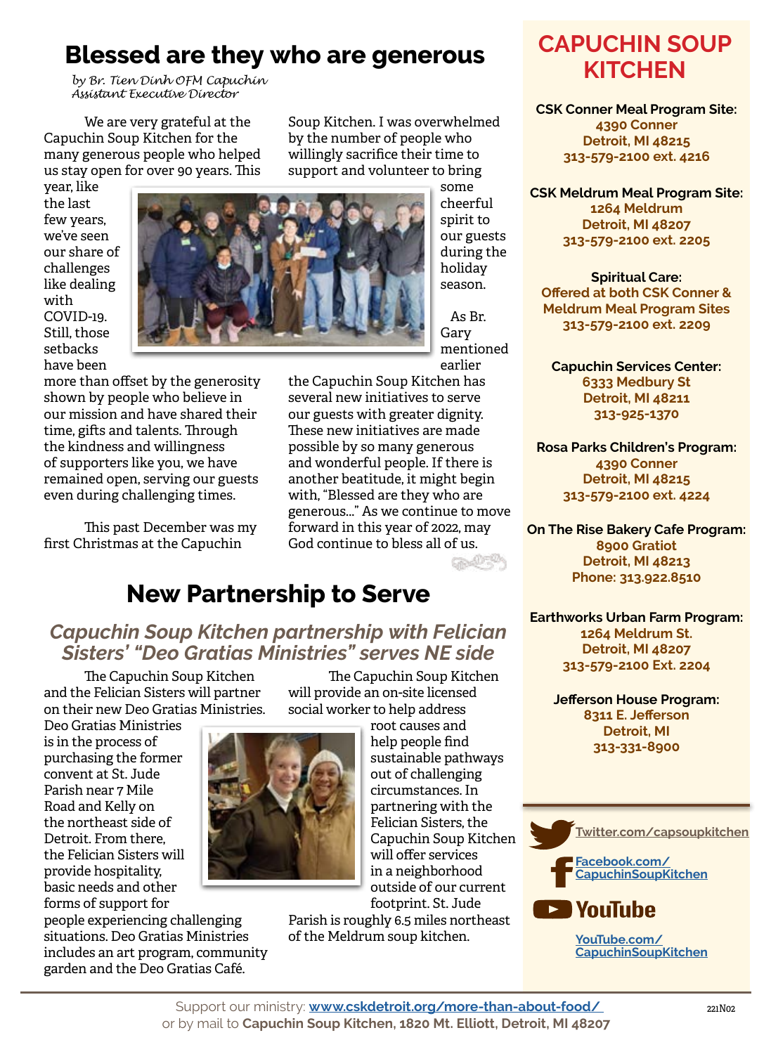# Blessed are they who are generous

*by Br. Tien Dinh OFM Capuchin*
*Assistant Executive Director*

We are very grateful at the Capuchin Soup Kitchen for the many generous people who helped us stay open for over 90 years. This year, like the last few years, we've seen our share of challenges like dealing with COVID-19. Still, those setbacks have been more than offset by the generosity shown by people who believe in our mission and have shared their time, gifts and talents. Through the kindness and willingness of supporters like you, we have remained open, serving our guests even during challenging times.

This past December was my first Christmas at the Capuchin Soup Kitchen. I was overwhelmed by the number of people who willingly sacrifice their time to support and volunteer to bring some cheerful spirit to our guests during the holiday season.

As Br. Gary mentioned earlier the Capuchin Soup Kitchen has several new initiatives to serve our guests with greater dignity. These new initiatives are made possible by so many generous and wonderful people. If there is another beatitude, it might begin with, "Blessed are they who are generous..." As we continue to move forward in this year of 2022, may God continue to bless all of us.

# New Partnership to Serve

## *Capuchin Soup Kitchen partnership with Felician Sisters' "Deo Gratias Ministries" serves NE side*

The Capuchin Soup Kitchen and the Felician Sisters will partner on their new Deo Gratias Ministries. Deo Gratias Ministries is in the process of purchasing the former convent at St. Jude Parish near 7 Mile Road and Kelly on the northeast side of Detroit. From there, the Felician Sisters will provide hospitality, basic needs and other forms of support for people experiencing challenging situations. Deo Gratias Ministries includes an art program, community garden and the Deo Gratias Café.

The Capuchin Soup Kitchen will provide an on-site licensed social worker to help address root causes and help people find sustainable pathways out of challenging circumstances. In partnering with the Felician Sisters, the Capuchin Soup Kitchen will offer services in a neighborhood outside of our current footprint. St. Jude Parish is roughly 6.5 miles northeast of the Meldrum soup kitchen.

## CAPUCHIN SOUP KITCHEN

**CSK Conner Meal Program Site:**
4390 Conner
Detroit, MI 48215
313-579-2100 ext. 4216

**CSK Meldrum Meal Program Site:**
1264 Meldrum
Detroit, MI 48207
313-579-2100 ext. 2205

**Spiritual Care:**
Offered at both CSK Conner & Meldrum Meal Program Sites
313-579-2100 ext. 2209

**Capuchin Services Center:**
6333 Medbury St
Detroit, MI 48211
313-925-1370

**Rosa Parks Children's Program:**
4390 Conner
Detroit, MI 48215
313-579-2100 ext. 4224

**On The Rise Bakery Cafe Program:**
8900 Gratiot
Detroit, MI 48213
Phone: 313.922.8510

**Earthworks Urban Farm Program:**
1264 Meldrum St.
Detroit, MI 48207
313-579-2100 Ext. 2204

**Jefferson House Program:**
8311 E. Jefferson
Detroit, MI
313-331-8900

Twitter.com/capsoupkitchen

Facebook.com/CapuchinSoupKitchen

YouTube

YouTube.com/CapuchinSoupKitchen

Support our ministry: **www.cskdetroit.org/more-than-about-food/**
or by mail to **Capuchin Soup Kitchen, 1820 Mt. Elliott, Detroit, MI 48207**

221N02